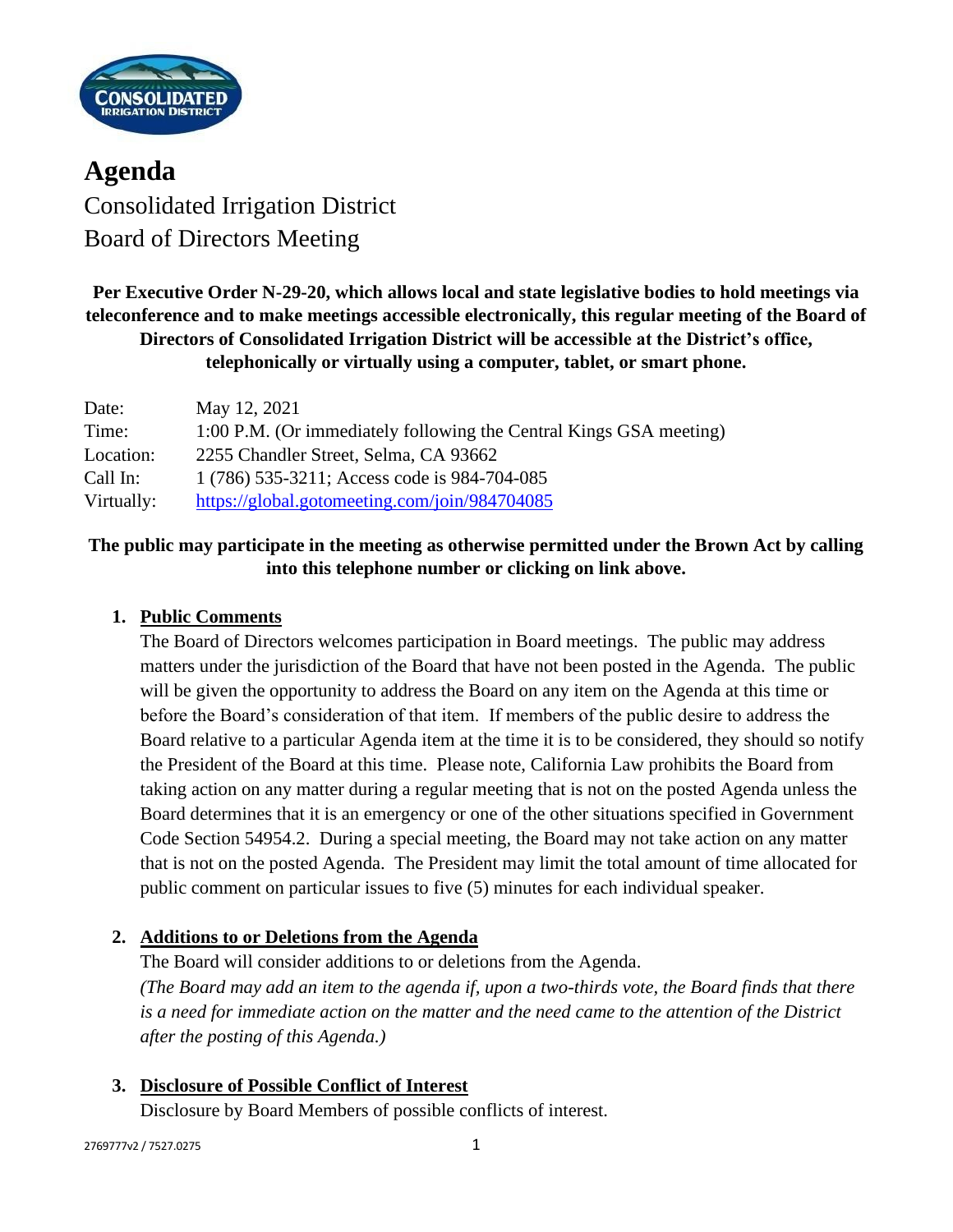# Agenda

Consolidated Irrigation District
Board of Directors Meeting

**Per Executive Order N-29-20, which allows local and state legislative bodies to hold meetings via teleconference and to make meetings accessible electronically, this regular meeting of the Board of Directors of Consolidated Irrigation District will be accessible at the District's office, telephonically or virtually using a computer, tablet, or smart phone.**

| | |
|---|---|
| Date: | May 12, 2021 |
| Time: | 1:00 P.M. (Or immediately following the Central Kings GSA meeting) |
| Location: | 2255 Chandler Street, Selma, CA 93662 |
| Call In: | 1 (786) 535-3211; Access code is 984-704-085 |
| Virtually: | https://global.gotomeeting.com/join/984704085 |

**The public may participate in the meeting as otherwise permitted under the Brown Act by calling into this telephone number or clicking on link above.**

1. **Public Comments**

   The Board of Directors welcomes participation in Board meetings. The public may address matters under the jurisdiction of the Board that have not been posted in the Agenda. The public will be given the opportunity to address the Board on any item on the Agenda at this time or before the Board's consideration of that item. If members of the public desire to address the Board relative to a particular Agenda item at the time it is to be considered, they should so notify the President of the Board at this time. Please note, California Law prohibits the Board from taking action on any matter during a regular meeting that is not on the posted Agenda unless the Board determines that it is an emergency or one of the other situations specified in Government Code Section 54954.2. During a special meeting, the Board may not take action on any matter that is not on the posted Agenda. The President may limit the total amount of time allocated for public comment on particular issues to five (5) minutes for each individual speaker.

2. **Additions to or Deletions from the Agenda**

   The Board will consider additions to or deletions from the Agenda.
   *(The Board may add an item to the agenda if, upon a two-thirds vote, the Board finds that there is a need for immediate action on the matter and the need came to the attention of the District after the posting of this Agenda.)*

3. **Disclosure of Possible Conflict of Interest**

   Disclosure by Board Members of possible conflicts of interest.

2769777v2 / 7527.0275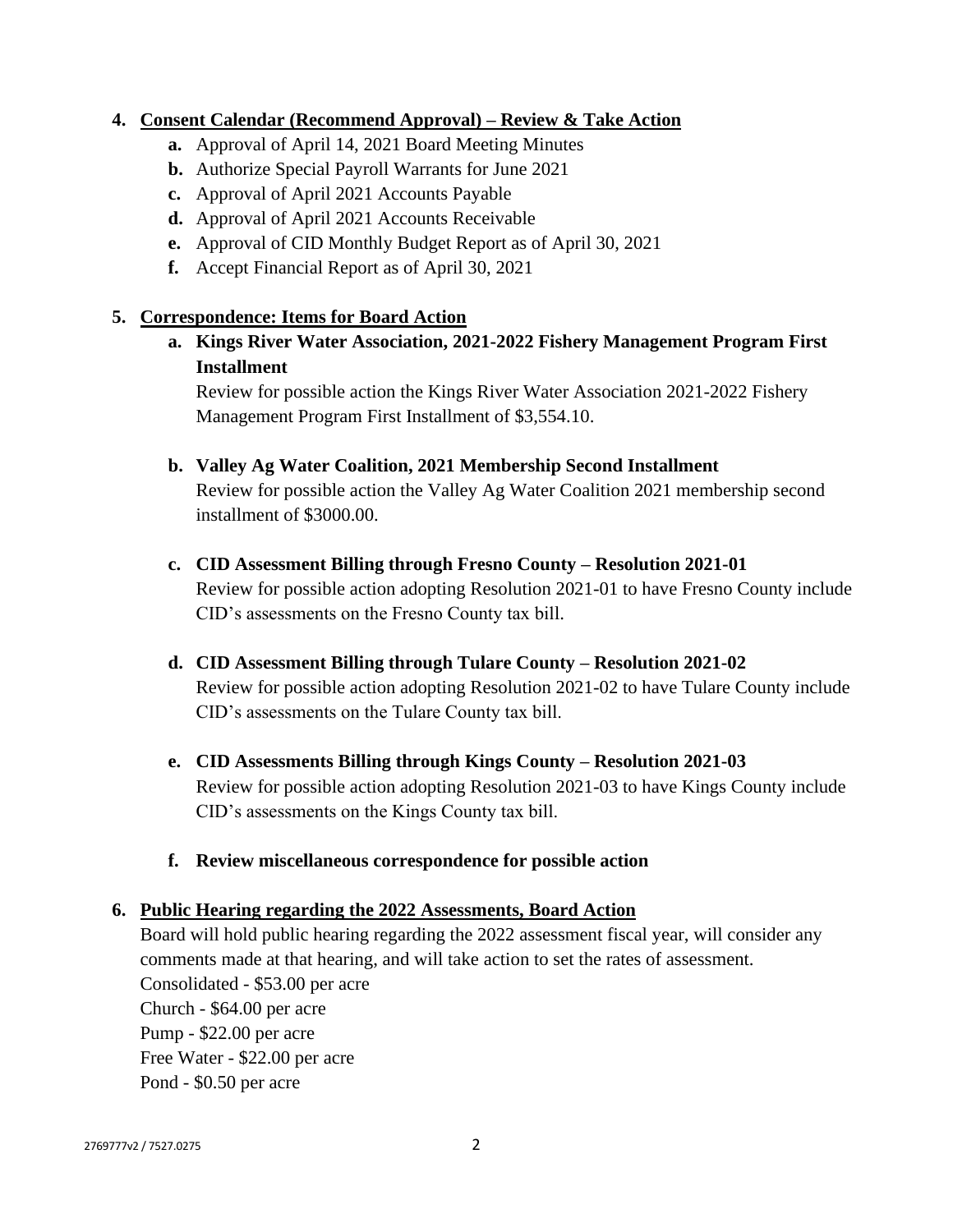4. **<u>Consent Calendar (Recommend Approval) – Review & Take Action</u>**
   - **a.** Approval of April 14, 2021 Board Meeting Minutes
   - **b.** Authorize Special Payroll Warrants for June 2021
   - **c.** Approval of April 2021 Accounts Payable
   - **d.** Approval of April 2021 Accounts Receivable
   - **e.** Approval of CID Monthly Budget Report as of April 30, 2021
   - **f.** Accept Financial Report as of April 30, 2021

5. **<u>Correspondence: Items for Board Action</u>**
   - **a. Kings River Water Association, 2021-2022 Fishery Management Program First Installment**

     Review for possible action the Kings River Water Association 2021-2022 Fishery Management Program First Installment of $3,554.10.

   - **b. Valley Ag Water Coalition, 2021 Membership Second Installment**

     Review for possible action the Valley Ag Water Coalition 2021 membership second installment of $3000.00.

   - **c. CID Assessment Billing through Fresno County – Resolution 2021-01**

     Review for possible action adopting Resolution 2021-01 to have Fresno County include CID's assessments on the Fresno County tax bill.

   - **d. CID Assessment Billing through Tulare County – Resolution 2021-02**

     Review for possible action adopting Resolution 2021-02 to have Tulare County include CID's assessments on the Tulare County tax bill.

   - **e. CID Assessments Billing through Kings County – Resolution 2021-03**

     Review for possible action adopting Resolution 2021-03 to have Kings County include CID's assessments on the Kings County tax bill.

   - **f. Review miscellaneous correspondence for possible action**

6. **<u>Public Hearing regarding the 2022 Assessments, Board Action</u>**

   Board will hold public hearing regarding the 2022 assessment fiscal year, will consider any comments made at that hearing, and will take action to set the rates of assessment.
   Consolidated - $53.00 per acre
   Church - $64.00 per acre
   Pump - $22.00 per acre
   Free Water - $22.00 per acre
   Pond - $0.50 per acre

2769777v2 / 7527.0275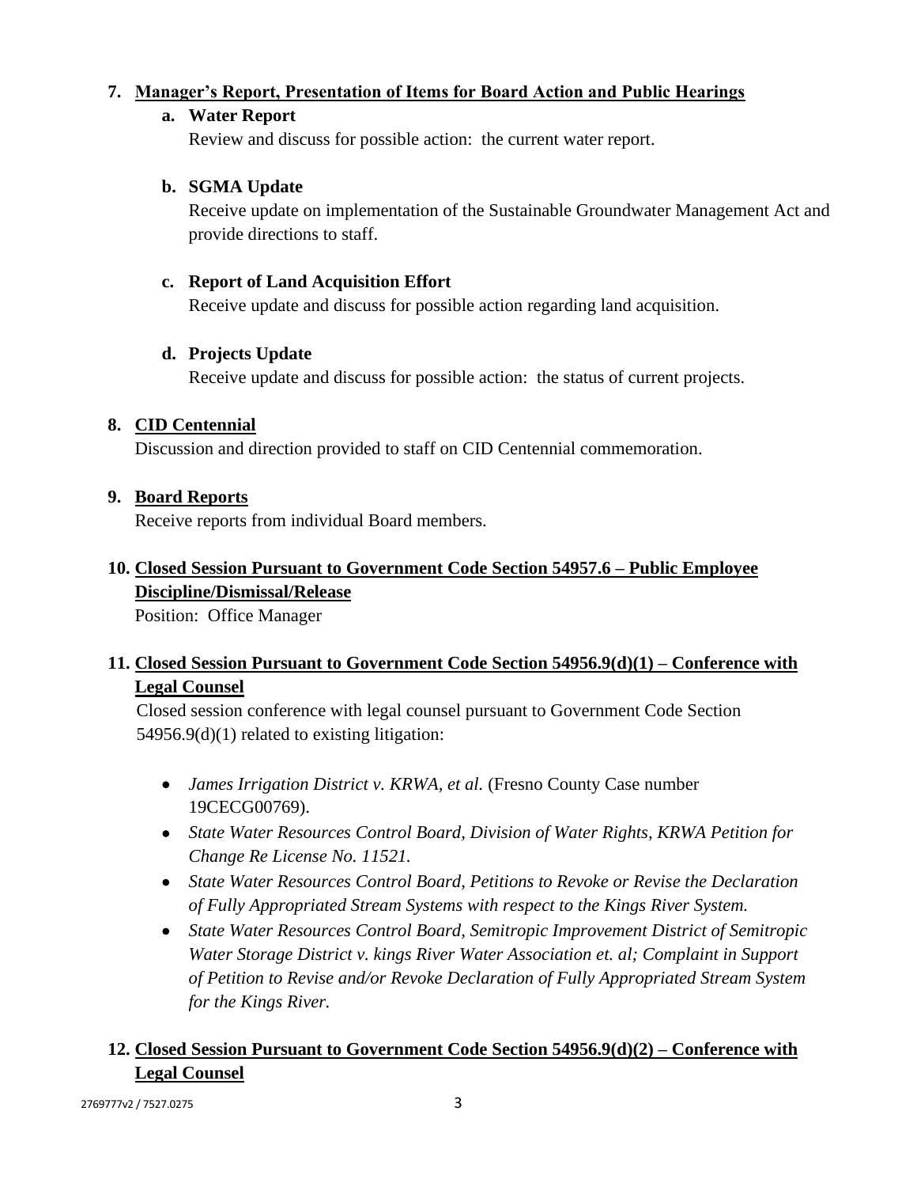7. **Manager's Report, Presentation of Items for Board Action and Public Hearings**

   a. **Water Report**
      Review and discuss for possible action: the current water report.

   b. **SGMA Update**
      Receive update on implementation of the Sustainable Groundwater Management Act and provide directions to staff.

   c. **Report of Land Acquisition Effort**
      Receive update and discuss for possible action regarding land acquisition.

   d. **Projects Update**
      Receive update and discuss for possible action: the status of current projects.

8. **CID Centennial**
   Discussion and direction provided to staff on CID Centennial commemoration.

9. **Board Reports**
   Receive reports from individual Board members.

10. **Closed Session Pursuant to Government Code Section 54957.6 – Public Employee Discipline/Dismissal/Release**
    Position: Office Manager

11. **Closed Session Pursuant to Government Code Section 54956.9(d)(1) – Conference with Legal Counsel**
    Closed session conference with legal counsel pursuant to Government Code Section 54956.9(d)(1) related to existing litigation:

    - *James Irrigation District v. KRWA, et al.* (Fresno County Case number 19CECG00769).
    - *State Water Resources Control Board, Division of Water Rights, KRWA Petition for Change Re License No. 11521.*
    - *State Water Resources Control Board, Petitions to Revoke or Revise the Declaration of Fully Appropriated Stream Systems with respect to the Kings River System.*
    - *State Water Resources Control Board, Semitropic Improvement District of Semitropic Water Storage District v. kings River Water Association et. al; Complaint in Support of Petition to Revise and/or Revoke Declaration of Fully Appropriated Stream System for the Kings River.*

12. **Closed Session Pursuant to Government Code Section 54956.9(d)(2) – Conference with Legal Counsel**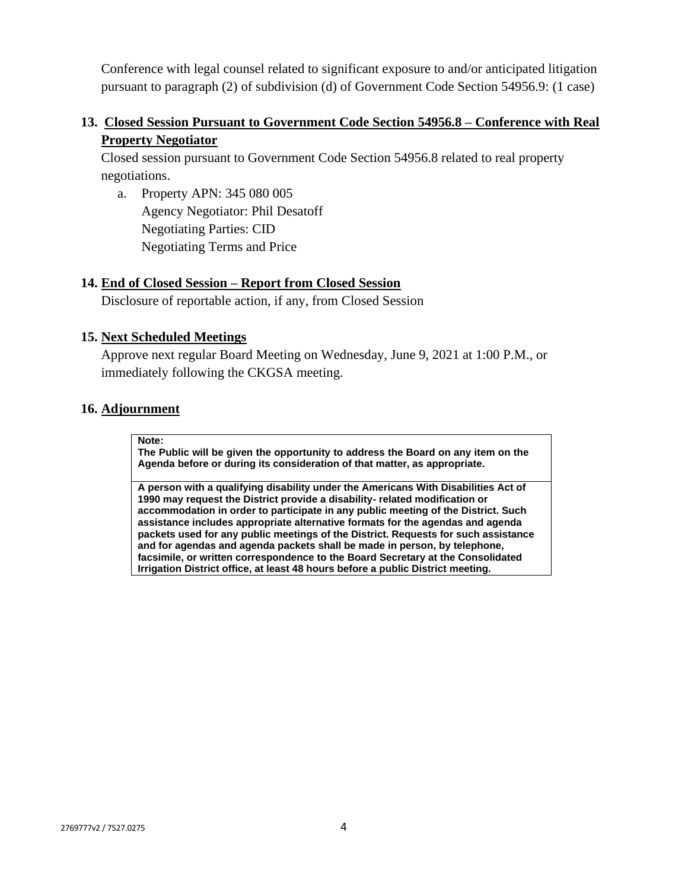Conference with legal counsel related to significant exposure to and/or anticipated litigation pursuant to paragraph (2) of subdivision (d) of Government Code Section 54956.9: (1 case)

**13. Closed Session Pursuant to Government Code Section 54956.8 – Conference with Real Property Negotiator**

Closed session pursuant to Government Code Section 54956.8 related to real property negotiations.

a. Property APN: 345 080 005
   Agency Negotiator: Phil Desatoff
   Negotiating Parties: CID
   Negotiating Terms and Price

**14. End of Closed Session – Report from Closed Session**

Disclosure of reportable action, if any, from Closed Session

**15. Next Scheduled Meetings**

Approve next regular Board Meeting on Wednesday, June 9, 2021 at 1:00 P.M., or immediately following the CKGSA meeting.

**16. Adjournment**

| |
|---|
| **Note:** **The Public will be given the opportunity to address the Board on any item on the Agenda before or during its consideration of that matter, as appropriate.** |
| **A person with a qualifying disability under the Americans With Disabilities Act of 1990 may request the District provide a disability- related modification or accommodation in order to participate in any public meeting of the District. Such assistance includes appropriate alternative formats for the agendas and agenda packets used for any public meetings of the District. Requests for such assistance and for agendas and agenda packets shall be made in person, by telephone, facsimile, or written correspondence to the Board Secretary at the Consolidated Irrigation District office, at least 48 hours before a public District meeting.** |

2769777v2 / 7527.0275